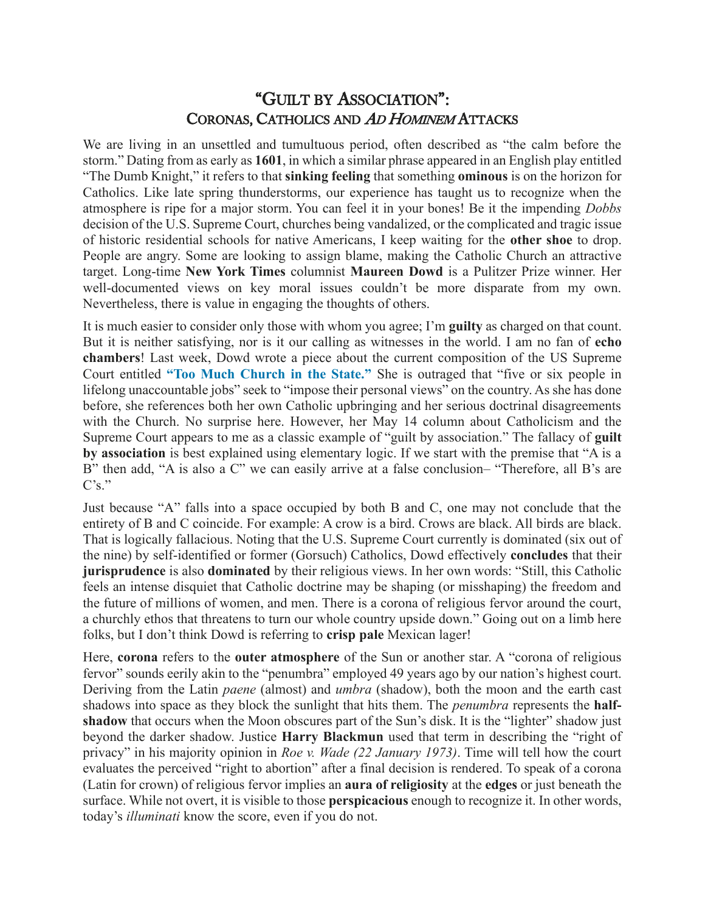# "Guilt by Association": Coronas, Catholics and *Ad Hominem* Attacks

We are living in an unsettled and tumultuous period, often described as "the calm before the storm." Dating from as early as **1601**, in which a similar phrase appeared in an English play entitled "The Dumb Knight," it refers to that **sinking feeling** that something **ominous** is on the horizon for Catholics. Like late spring thunderstorms, our experience has taught us to recognize when the atmosphere is ripe for a major storm. You can feel it in your bones! Be it the impending *Dobbs* decision of the U.S. Supreme Court, churches being vandalized, or the complicated and tragic issue of historic residential schools for native Americans, I keep waiting for the **other shoe** to drop. People are angry. Some are looking to assign blame, making the Catholic Church an attractive target. Long-time **New York Times** columnist **Maureen Dowd** is a Pulitzer Prize winner. Her well-documented views on key moral issues couldn't be more disparate from my own. Nevertheless, there is value in engaging the thoughts of others.

It is much easier to consider only those with whom you agree; I'm **guilty** as charged on that count. But it is neither satisfying, nor is it our calling as witnesses in the world. I am no fan of **echo chambers**! Last week, Dowd wrote a piece about the current composition of the US Supreme Court entitled **"Too Much Church in the State."** She is outraged that "five or six people in lifelong unaccountable jobs" seek to "impose their personal views" on the country. As she has done before, she references both her own Catholic upbringing and her serious doctrinal disagreements with the Church. No surprise here. However, her May 14 column about Catholicism and the Supreme Court appears to me as a classic example of "guilt by association." The fallacy of **guilt by association** is best explained using elementary logic. If we start with the premise that "A is a B" then add, "A is also a C" we can easily arrive at a false conclusion– "Therefore, all B's are C's."

Just because "A" falls into a space occupied by both B and C, one may not conclude that the entirety of B and C coincide. For example: A crow is a bird. Crows are black. All birds are black. That is logically fallacious. Noting that the U.S. Supreme Court currently is dominated (six out of the nine) by self-identified or former (Gorsuch) Catholics, Dowd effectively **concludes** that their **jurisprudence** is also **dominated** by their religious views. In her own words: "Still, this Catholic feels an intense disquiet that Catholic doctrine may be shaping (or misshaping) the freedom and the future of millions of women, and men. There is a corona of religious fervor around the court, a churchly ethos that threatens to turn our whole country upside down." Going out on a limb here folks, but I don't think Dowd is referring to **crisp pale** Mexican lager!

Here, **corona** refers to the **outer atmosphere** of the Sun or another star. A "corona of religious fervor" sounds eerily akin to the "penumbra" employed 49 years ago by our nation's highest court. Deriving from the Latin *paene* (almost) and *umbra* (shadow), both the moon and the earth cast shadows into space as they block the sunlight that hits them. The *penumbra* represents the **half-shadow** that occurs when the Moon obscures part of the Sun's disk. It is the "lighter" shadow just beyond the darker shadow. Justice **Harry Blackmun** used that term in describing the "right of privacy" in his majority opinion in *Roe v. Wade (22 January 1973)*. Time will tell how the court evaluates the perceived "right to abortion" after a final decision is rendered. To speak of a corona (Latin for crown) of religious fervor implies an **aura of religiosity** at the **edges** or just beneath the surface. While not overt, it is visible to those **perspicacious** enough to recognize it. In other words, today's *illuminati* know the score, even if you do not.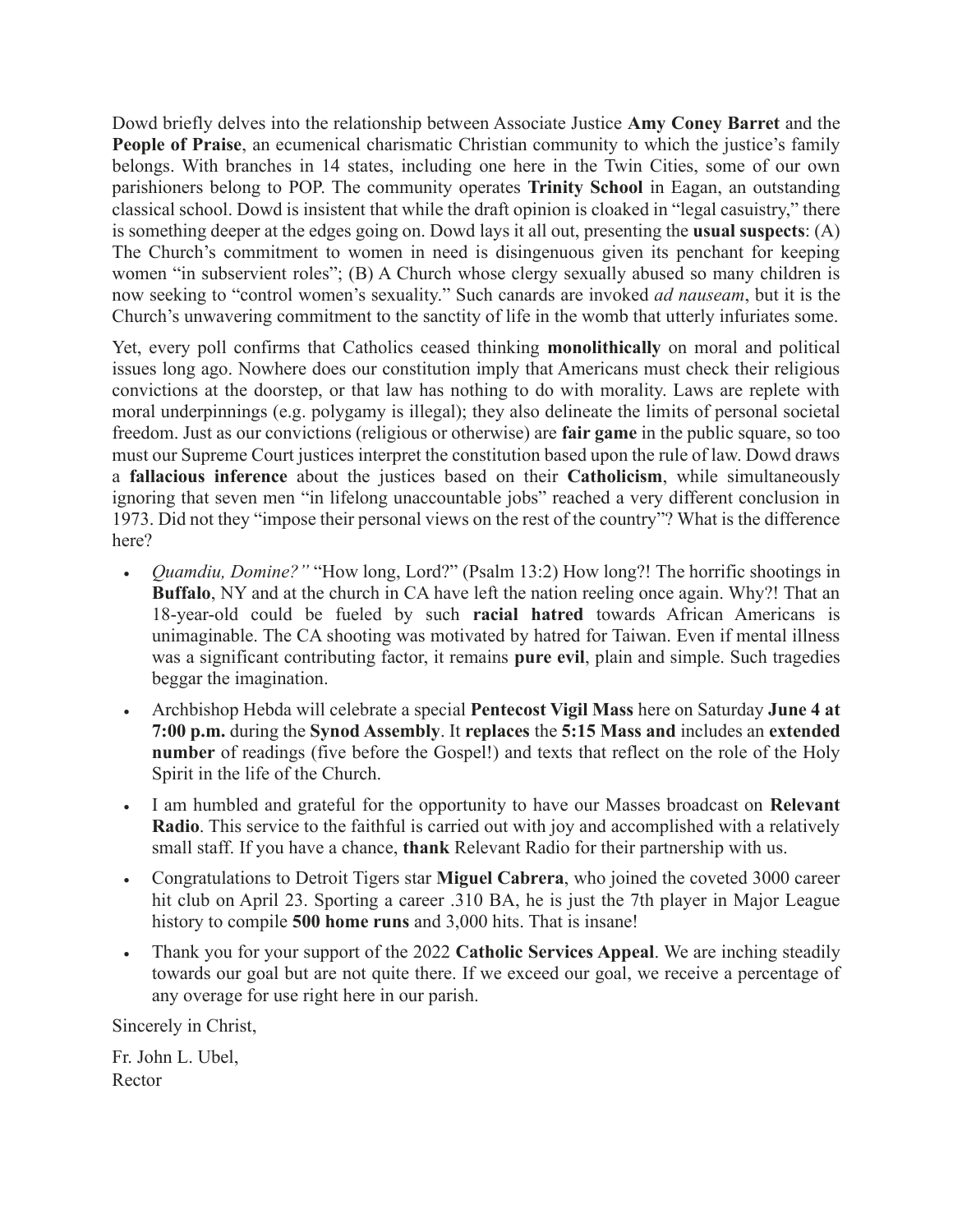Dowd briefly delves into the relationship between Associate Justice **Amy Coney Barret** and the **People of Praise**, an ecumenical charismatic Christian community to which the justice's family belongs. With branches in 14 states, including one here in the Twin Cities, some of our own parishioners belong to POP. The community operates **Trinity School** in Eagan, an outstanding classical school. Dowd is insistent that while the draft opinion is cloaked in "legal casuistry," there is something deeper at the edges going on. Dowd lays it all out, presenting the **usual suspects**: (A) The Church's commitment to women in need is disingenuous given its penchant for keeping women "in subservient roles"; (B) A Church whose clergy sexually abused so many children is now seeking to "control women's sexuality." Such canards are invoked *ad nauseam*, but it is the Church's unwavering commitment to the sanctity of life in the womb that utterly infuriates some.

Yet, every poll confirms that Catholics ceased thinking **monolithically** on moral and political issues long ago. Nowhere does our constitution imply that Americans must check their religious convictions at the doorstep, or that law has nothing to do with morality. Laws are replete with moral underpinnings (e.g. polygamy is illegal); they also delineate the limits of personal societal freedom. Just as our convictions (religious or otherwise) are **fair game** in the public square, so too must our Supreme Court justices interpret the constitution based upon the rule of law. Dowd draws a **fallacious inference** about the justices based on their **Catholicism**, while simultaneously ignoring that seven men "in lifelong unaccountable jobs" reached a very different conclusion in 1973. Did not they "impose their personal views on the rest of the country"? What is the difference here?

- *Quamdiu, Domine?"* "How long, Lord?" (Psalm 13:2) How long?! The horrific shootings in **Buffalo**, NY and at the church in CA have left the nation reeling once again. Why?! That an 18-year-old could be fueled by such **racial hatred** towards African Americans is unimaginable. The CA shooting was motivated by hatred for Taiwan. Even if mental illness was a significant contributing factor, it remains **pure evil**, plain and simple. Such tragedies beggar the imagination.
- Archbishop Hebda will celebrate a special **Pentecost Vigil Mass** here on Saturday **June 4 at 7:00 p.m.** during the **Synod Assembly**. It **replaces** the **5:15 Mass and** includes an **extended number** of readings (five before the Gospel!) and texts that reflect on the role of the Holy Spirit in the life of the Church.
- I am humbled and grateful for the opportunity to have our Masses broadcast on **Relevant Radio**. This service to the faithful is carried out with joy and accomplished with a relatively small staff. If you have a chance, **thank** Relevant Radio for their partnership with us.
- Congratulations to Detroit Tigers star **Miguel Cabrera**, who joined the coveted 3000 career hit club on April 23. Sporting a career .310 BA, he is just the 7th player in Major League history to compile **500 home runs** and 3,000 hits. That is insane!
- Thank you for your support of the 2022 **Catholic Services Appeal**. We are inching steadily towards our goal but are not quite there. If we exceed our goal, we receive a percentage of any overage for use right here in our parish.

Sincerely in Christ,

Fr. John L. Ubel,
Rector